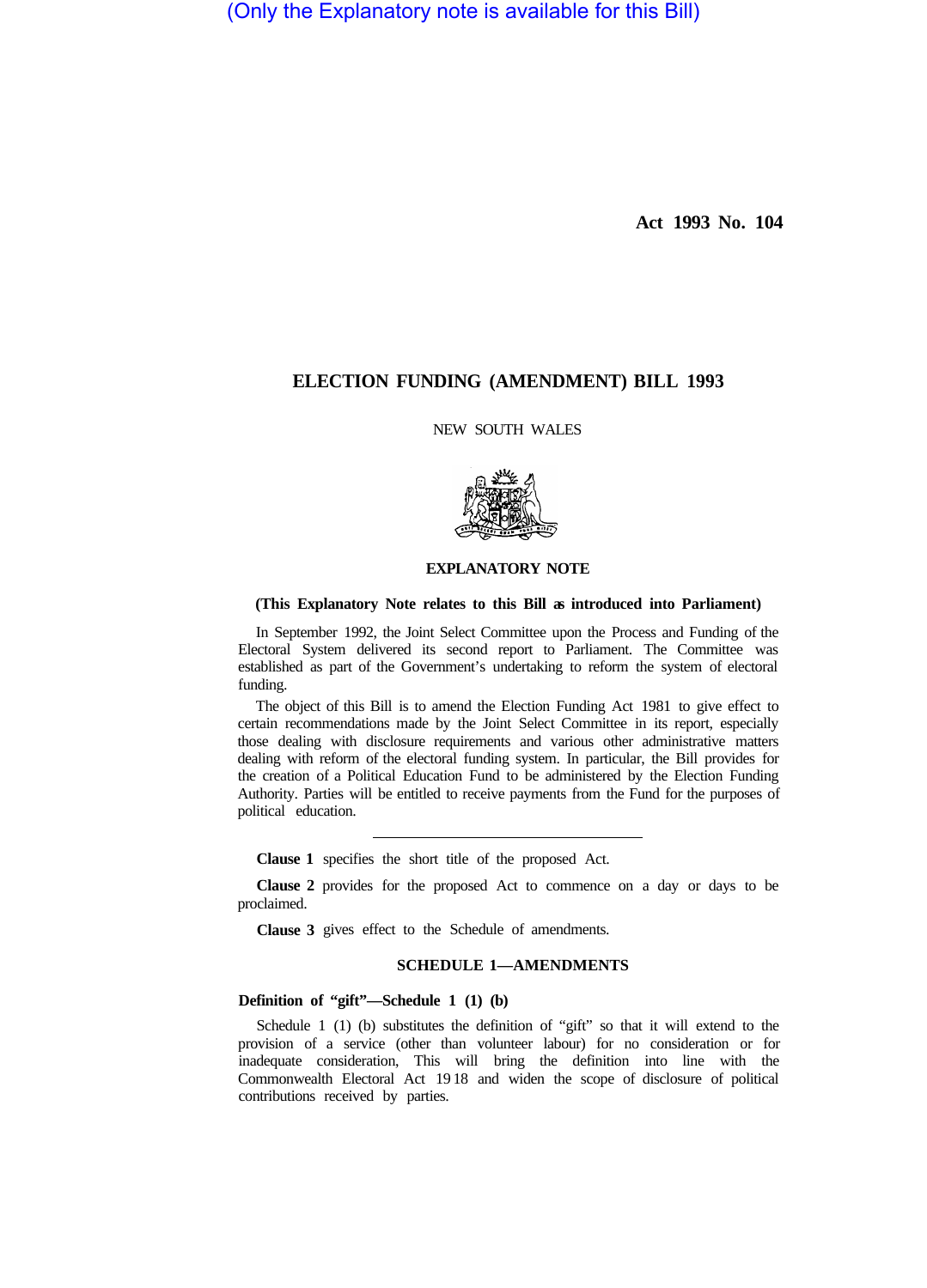(Only the Explanatory note is available for this Bill)

**Act 1993 No. 104**

# ELECTION FUNDING (AMENDMENT) BILL 1993

NEW SOUTH WALES

## EXPLANATORY NOTE

**(This Explanatory Note relates to this Bill as introduced into Parliament)**

In September 1992, the Joint Select Committee upon the Process and Funding of the Electoral System delivered its second report to Parliament. The Committee was established as part of the Government's undertaking to reform the system of electoral funding.

The object of this Bill is to amend the Election Funding Act 1981 to give effect to certain recommendations made by the Joint Select Committee in its report, especially those dealing with disclosure requirements and various other administrative matters dealing with reform of the electoral funding system. In particular, the Bill provides for the creation of a Political Education Fund to be administered by the Election Funding Authority. Parties will be entitled to receive payments from the Fund for the purposes of political education.

---

**Clause 1** specifies the short title of the proposed Act.

**Clause 2** provides for the proposed Act to commence on a day or days to be proclaimed.

**Clause 3** gives effect to the Schedule of amendments.

## SCHEDULE 1—AMENDMENTS

### Definition of "gift"—Schedule 1 (1) (b)

Schedule 1 (1) (b) substitutes the definition of "gift" so that it will extend to the provision of a service (other than volunteer labour) for no consideration or for inadequate consideration, This will bring the definition into line with the Commonwealth Electoral Act 1918 and widen the scope of disclosure of political contributions received by parties.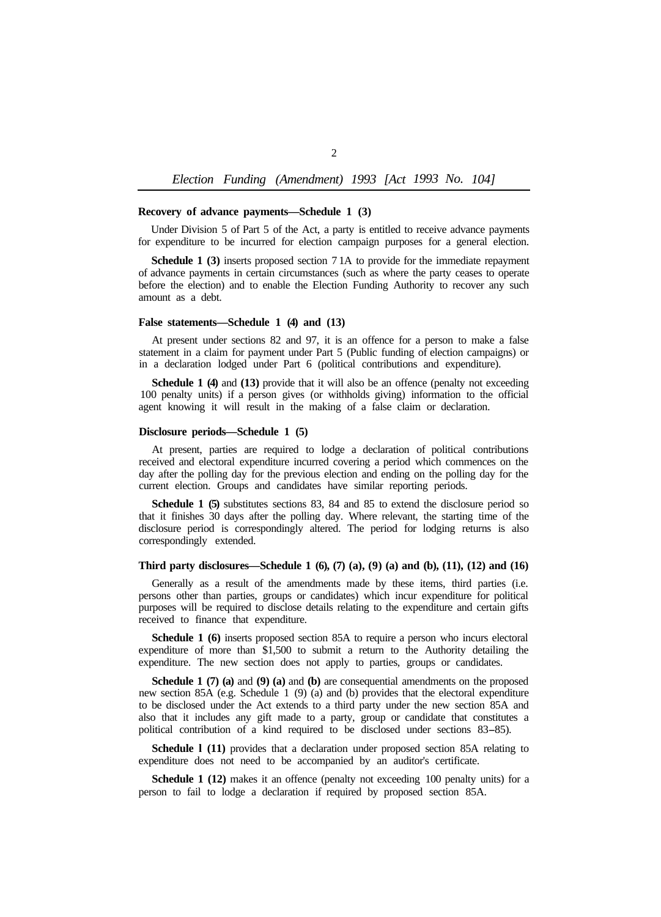**Recovery of advance payments—Schedule 1 (3)**

Under Division 5 of Part 5 of the Act, a party is entitled to receive advance payments for expenditure to be incurred for election campaign purposes for a general election.

**Schedule 1 (3)** inserts proposed section 71A to provide for the immediate repayment of advance payments in certain circumstances (such as where the party ceases to operate before the election) and to enable the Election Funding Authority to recover any such amount as a debt.

**False statements—Schedule 1 (4) and (13)**

At present under sections 82 and 97, it is an offence for a person to make a false statement in a claim for payment under Part 5 (Public funding of election campaigns) or in a declaration lodged under Part 6 (political contributions and expenditure).

**Schedule 1 (4)** and **(13)** provide that it will also be an offence (penalty not exceeding 100 penalty units) if a person gives (or withholds giving) information to the official agent knowing it will result in the making of a false claim or declaration.

**Disclosure periods—Schedule 1 (5)**

At present, parties are required to lodge a declaration of political contributions received and electoral expenditure incurred covering a period which commences on the day after the polling day for the previous election and ending on the polling day for the current election. Groups and candidates have similar reporting periods.

**Schedule 1 (5)** substitutes sections 83, 84 and 85 to extend the disclosure period so that it finishes 30 days after the polling day. Where relevant, the starting time of the disclosure period is correspondingly altered. The period for lodging returns is also correspondingly extended.

**Third party disclosures—Schedule 1 (6), (7) (a), (9) (a) and (b), (11), (12) and (16)**

Generally as a result of the amendments made by these items, third parties (i.e. persons other than parties, groups or candidates) which incur expenditure for political purposes will be required to disclose details relating to the expenditure and certain gifts received to finance that expenditure.

**Schedule 1 (6)** inserts proposed section 85A to require a person who incurs electoral expenditure of more than $1,500 to submit a return to the Authority detailing the expenditure. The new section does not apply to parties, groups or candidates.

**Schedule 1 (7) (a)** and **(9) (a)** and **(b)** are consequential amendments on the proposed new section 85A (e.g. Schedule 1 (9) (a) and (b) provides that the electoral expenditure to be disclosed under the Act extends to a third party under the new section 85A and also that it includes any gift made to a party, group or candidate that constitutes a political contribution of a kind required to be disclosed under sections 83–85).

**Schedule 1 (11)** provides that a declaration under proposed section 85A relating to expenditure does not need to be accompanied by an auditor's certificate.

**Schedule 1 (12)** makes it an offence (penalty not exceeding 100 penalty units) for a person to fail to lodge a declaration if required by proposed section 85A.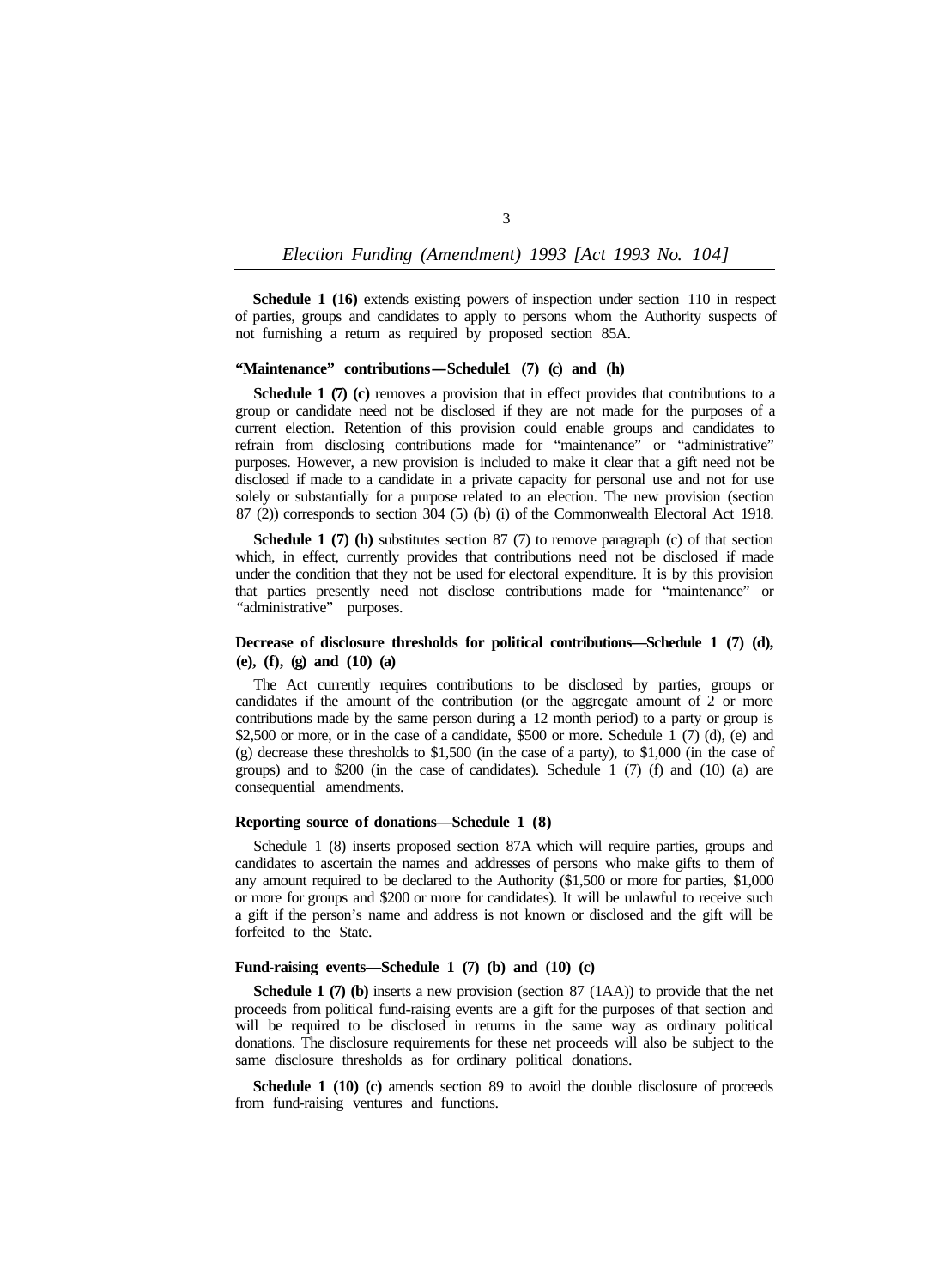**Schedule 1 (16)** extends existing powers of inspection under section 110 in respect of parties, groups and candidates to apply to persons whom the Authority suspects of not furnishing a return as required by proposed section 85A.

#### "Maintenance" contributions—Schedule 1 (7) (c) and (h)

**Schedule 1 (7) (c)** removes a provision that in effect provides that contributions to a group or candidate need not be disclosed if they are not made for the purposes of a current election. Retention of this provision could enable groups and candidates to refrain from disclosing contributions made for "maintenance" or "administrative" purposes. However, a new provision is included to make it clear that a gift need not be disclosed if made to a candidate in a private capacity for personal use and not for use solely or substantially for a purpose related to an election. The new provision (section 87 (2)) corresponds to section 304 (5) (b) (i) of the Commonwealth Electoral Act 1918.

**Schedule 1 (7) (h)** substitutes section 87 (7) to remove paragraph (c) of that section which, in effect, currently provides that contributions need not be disclosed if made under the condition that they not be used for electoral expenditure. It is by this provision that parties presently need not disclose contributions made for "maintenance" or "administrative" purposes.

#### Decrease of disclosure thresholds for political contributions—Schedule 1 (7) (d), (e), (f), (g) and (10) (a)

The Act currently requires contributions to be disclosed by parties, groups or candidates if the amount of the contribution (or the aggregate amount of 2 or more contributions made by the same person during a 12 month period) to a party or group is $2,500 or more, or in the case of a candidate, $500 or more. Schedule 1 (7) (d), (e) and (g) decrease these thresholds to $1,500 (in the case of a party), to $1,000 (in the case of groups) and to $200 (in the case of candidates). Schedule 1 (7) (f) and (10) (a) are consequential amendments.

#### Reporting source of donations—Schedule 1 (8)

Schedule 1 (8) inserts proposed section 87A which will require parties, groups and candidates to ascertain the names and addresses of persons who make gifts to them of any amount required to be declared to the Authority ($1,500 or more for parties, $1,000 or more for groups and $200 or more for candidates). It will be unlawful to receive such a gift if the person's name and address is not known or disclosed and the gift will be forfeited to the State.

#### Fund-raising events—Schedule 1 (7) (b) and (10) (c)

**Schedule 1 (7) (b)** inserts a new provision (section 87 (1AA)) to provide that the net proceeds from political fund-raising events are a gift for the purposes of that section and will be required to be disclosed in returns in the same way as ordinary political donations. The disclosure requirements for these net proceeds will also be subject to the same disclosure thresholds as for ordinary political donations.

**Schedule 1 (10) (c)** amends section 89 to avoid the double disclosure of proceeds from fund-raising ventures and functions.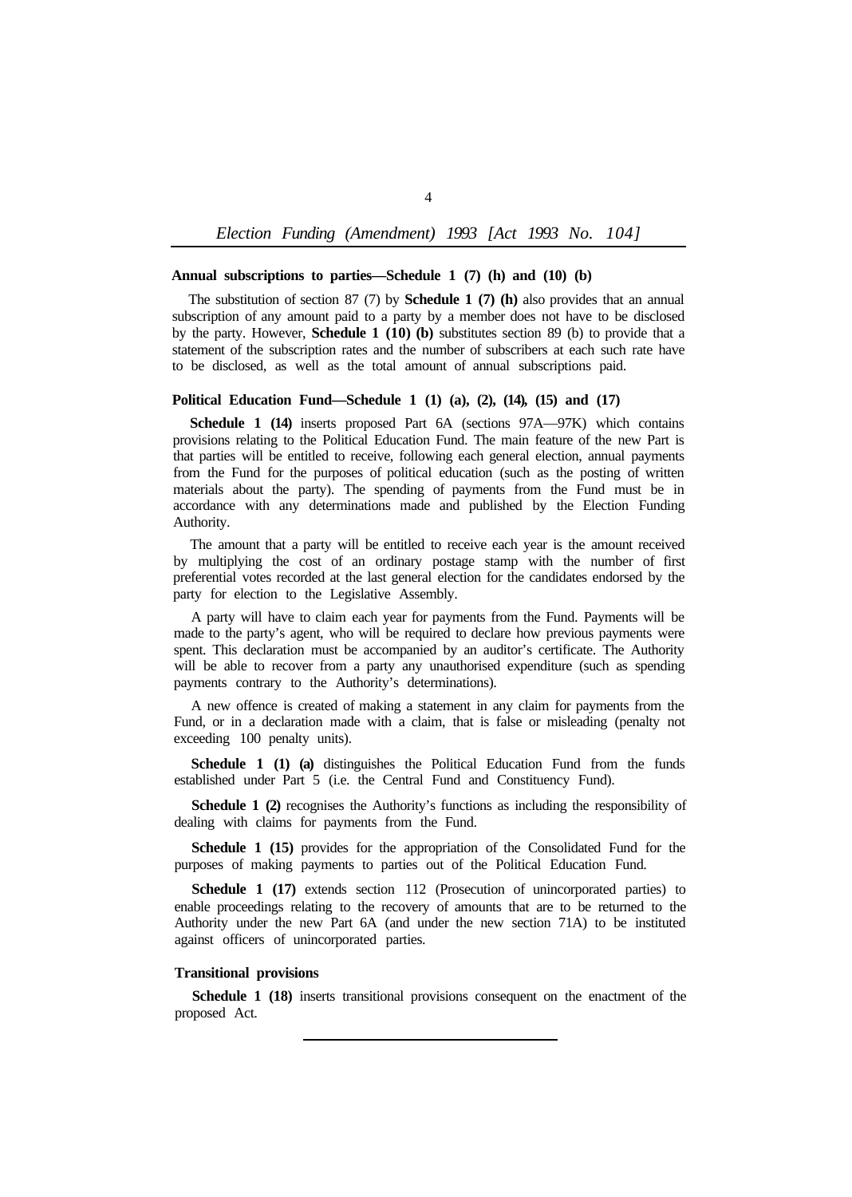#### Annual subscriptions to parties—Schedule 1 (7) (h) and (10) (b)

The substitution of section 87 (7) by **Schedule 1 (7) (h)** also provides that an annual subscription of any amount paid to a party by a member does not have to be disclosed by the party. However, **Schedule 1 (10) (b)** substitutes section 89 (b) to provide that a statement of the subscription rates and the number of subscribers at each such rate have to be disclosed, as well as the total amount of annual subscriptions paid.

#### Political Education Fund—Schedule 1 (1) (a), (2), (14), (15) and (17)

**Schedule 1 (14)** inserts proposed Part 6A (sections 97A—97K) which contains provisions relating to the Political Education Fund. The main feature of the new Part is that parties will be entitled to receive, following each general election, annual payments from the Fund for the purposes of political education (such as the posting of written materials about the party). The spending of payments from the Fund must be in accordance with any determinations made and published by the Election Funding Authority.

The amount that a party will be entitled to receive each year is the amount received by multiplying the cost of an ordinary postage stamp with the number of first preferential votes recorded at the last general election for the candidates endorsed by the party for election to the Legislative Assembly.

A party will have to claim each year for payments from the Fund. Payments will be made to the party's agent, who will be required to declare how previous payments were spent. This declaration must be accompanied by an auditor's certificate. The Authority will be able to recover from a party any unauthorised expenditure (such as spending payments contrary to the Authority's determinations).

A new offence is created of making a statement in any claim for payments from the Fund, or in a declaration made with a claim, that is false or misleading (penalty not exceeding 100 penalty units).

**Schedule 1 (1) (a)** distinguishes the Political Education Fund from the funds established under Part 5 (i.e. the Central Fund and Constituency Fund).

**Schedule 1 (2)** recognises the Authority's functions as including the responsibility of dealing with claims for payments from the Fund.

**Schedule 1 (15)** provides for the appropriation of the Consolidated Fund for the purposes of making payments to parties out of the Political Education Fund.

**Schedule 1 (17)** extends section 112 (Prosecution of unincorporated parties) to enable proceedings relating to the recovery of amounts that are to be returned to the Authority under the new Part 6A (and under the new section 71A) to be instituted against officers of unincorporated parties.

#### Transitional provisions

**Schedule 1 (18)** inserts transitional provisions consequent on the enactment of the proposed Act.